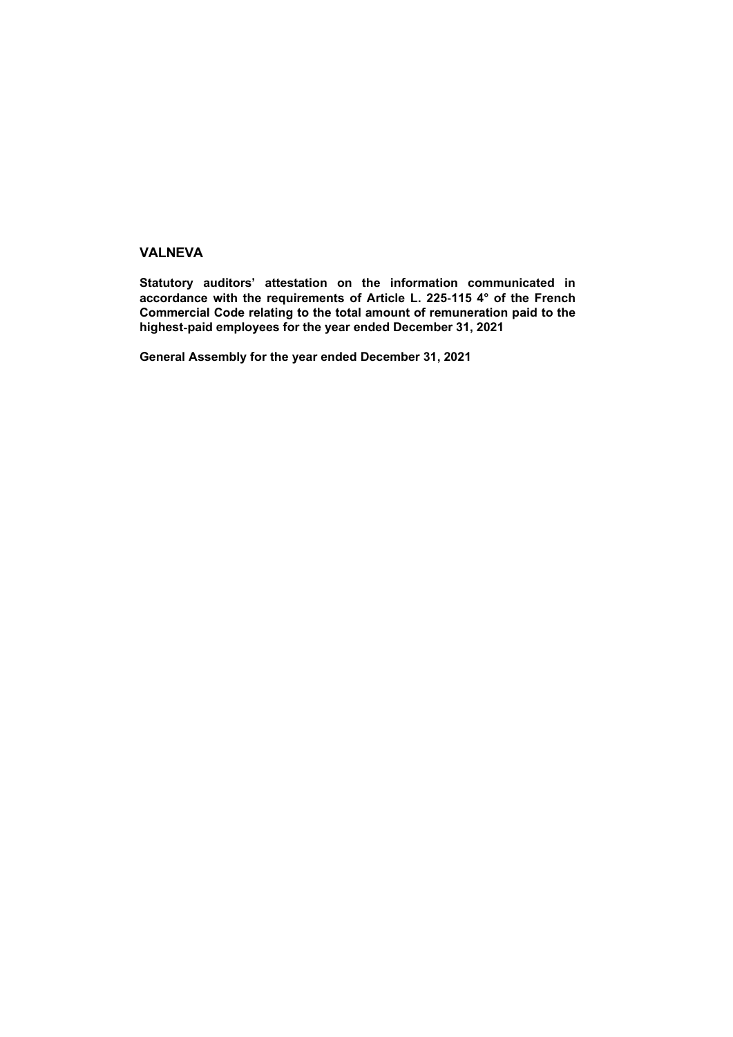## VALNEVA

**Statutory auditors' attestation on the information communicated in accordance with the requirements of Article L. 225-115 4° of the French Commercial Code relating to the total amount of remuneration paid to the highest-paid employees for the year ended December 31, 2021**

**General Assembly for the year ended December 31, 2021**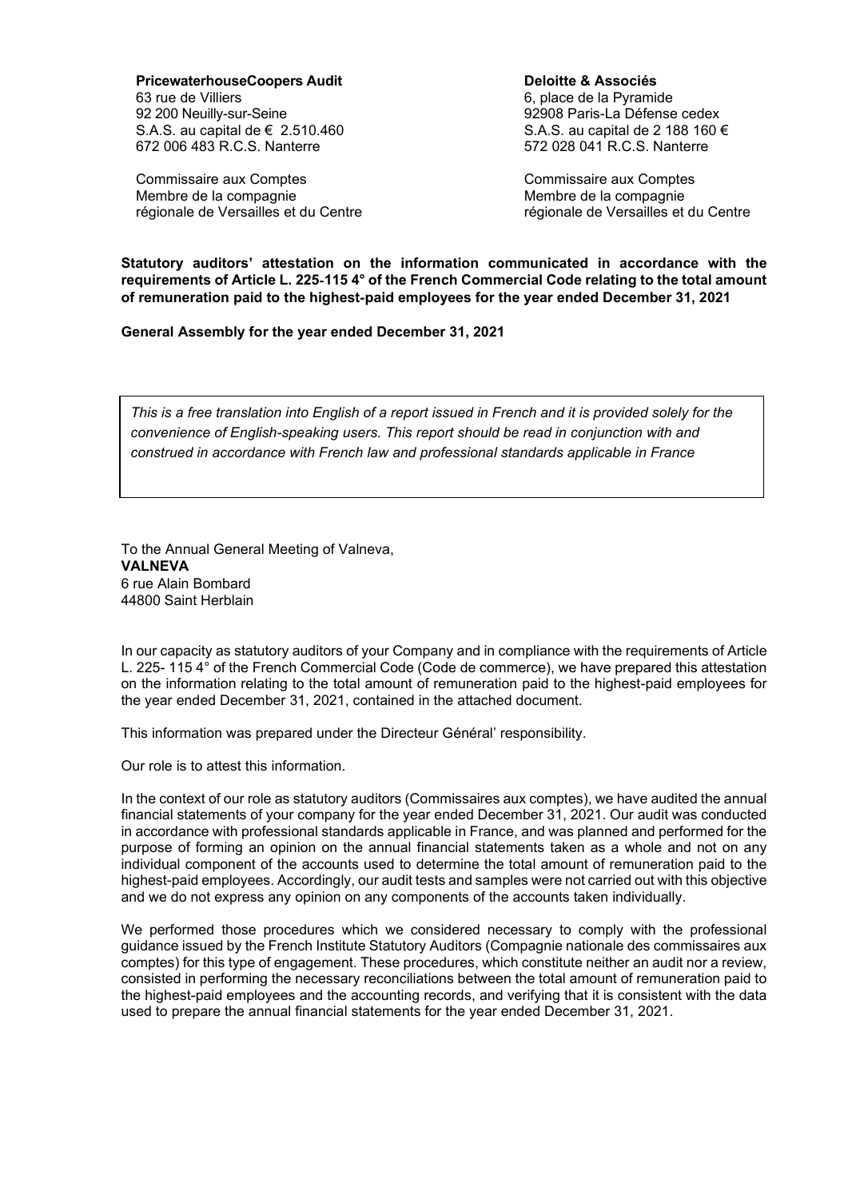**PricewaterhouseCoopers Audit**
63 rue de Villiers
92 200 Neuilly-sur-Seine
S.A.S. au capital de € 2.510.460
672 006 483 R.C.S. Nanterre

Commissaire aux Comptes
Membre de la compagnie
régionale de Versailles et du Centre

**Deloitte & Associés**
6, place de la Pyramide
92908 Paris-La Défense cedex
S.A.S. au capital de 2 188 160 €
572 028 041 R.C.S. Nanterre

Commissaire aux Comptes
Membre de la compagnie
régionale de Versailles et du Centre

**Statutory auditors' attestation on the information communicated in accordance with the requirements of Article L. 225-115 4° of the French Commercial Code relating to the total amount of remuneration paid to the highest-paid employees for the year ended December 31, 2021**

**General Assembly for the year ended December 31, 2021**

*This is a free translation into English of a report issued in French and it is provided solely for the convenience of English-speaking users. This report should be read in conjunction with and construed in accordance with French law and professional standards applicable in France*

To the Annual General Meeting of Valneva,
**VALNEVA**
6 rue Alain Bombard
44800 Saint Herblain

In our capacity as statutory auditors of your Company and in compliance with the requirements of Article L. 225- 115 4° of the French Commercial Code (Code de commerce), we have prepared this attestation on the information relating to the total amount of remuneration paid to the highest-paid employees for the year ended December 31, 2021, contained in the attached document.

This information was prepared under the Directeur Général' responsibility.

Our role is to attest this information.

In the context of our role as statutory auditors (Commissaires aux comptes), we have audited the annual financial statements of your company for the year ended December 31, 2021. Our audit was conducted in accordance with professional standards applicable in France, and was planned and performed for the purpose of forming an opinion on the annual financial statements taken as a whole and not on any individual component of the accounts used to determine the total amount of remuneration paid to the highest-paid employees. Accordingly, our audit tests and samples were not carried out with this objective and we do not express any opinion on any components of the accounts taken individually.

We performed those procedures which we considered necessary to comply with the professional guidance issued by the French Institute Statutory Auditors (Compagnie nationale des commissaires aux comptes) for this type of engagement. These procedures, which constitute neither an audit nor a review, consisted in performing the necessary reconciliations between the total amount of remuneration paid to the highest-paid employees and the accounting records, and verifying that it is consistent with the data used to prepare the annual financial statements for the year ended December 31, 2021.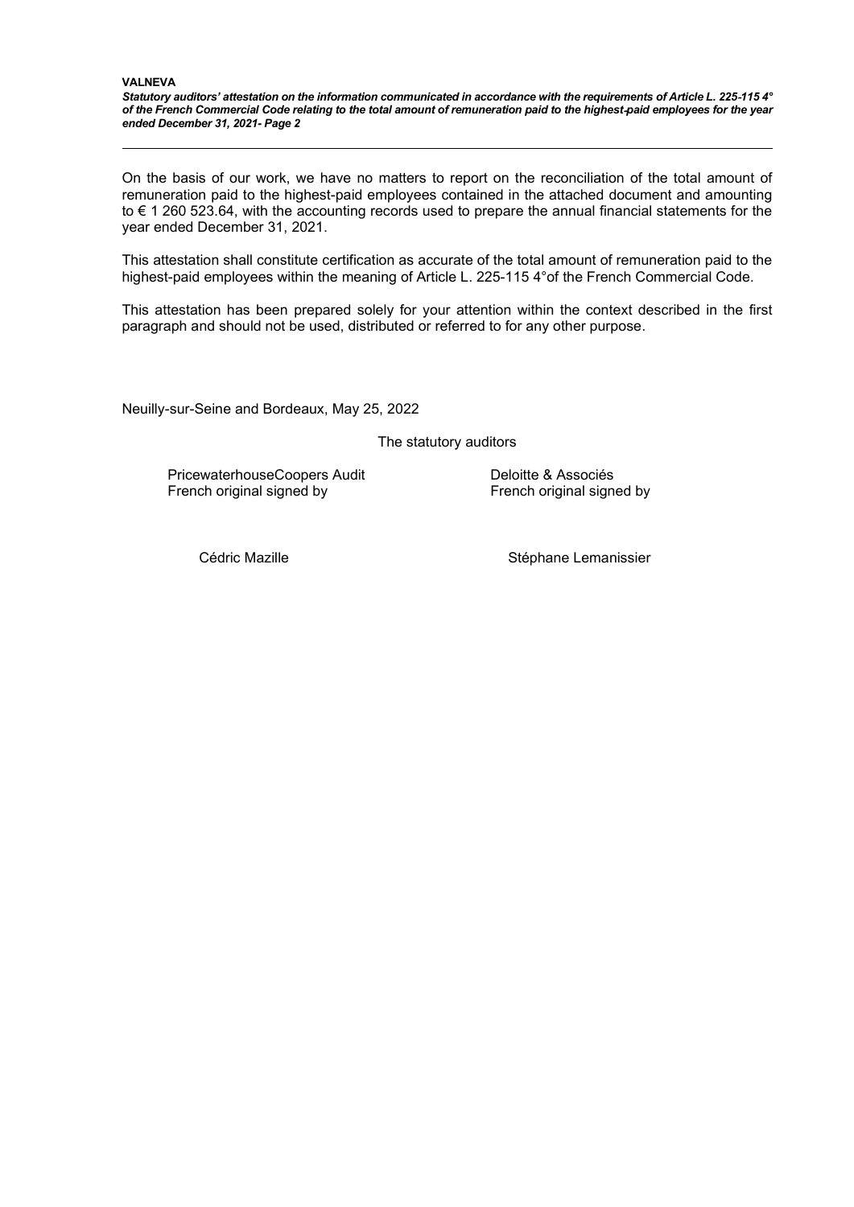On the basis of our work, we have no matters to report on the reconciliation of the total amount of remuneration paid to the highest-paid employees contained in the attached document and amounting to € 1 260 523.64, with the accounting records used to prepare the annual financial statements for the year ended December 31, 2021.

This attestation shall constitute certification as accurate of the total amount of remuneration paid to the highest-paid employees within the meaning of Article L. 225-115 4°of the French Commercial Code.

This attestation has been prepared solely for your attention within the context described in the first paragraph and should not be used, distributed or referred to for any other purpose.

Neuilly-sur-Seine and Bordeaux, May 25, 2022

The statutory auditors

| | |
|---|---|
| PricewaterhouseCoopers Audit<br>French original signed by | Deloitte & Associés<br>French original signed by |
| Cédric Mazille | Stéphane Lemanissier |